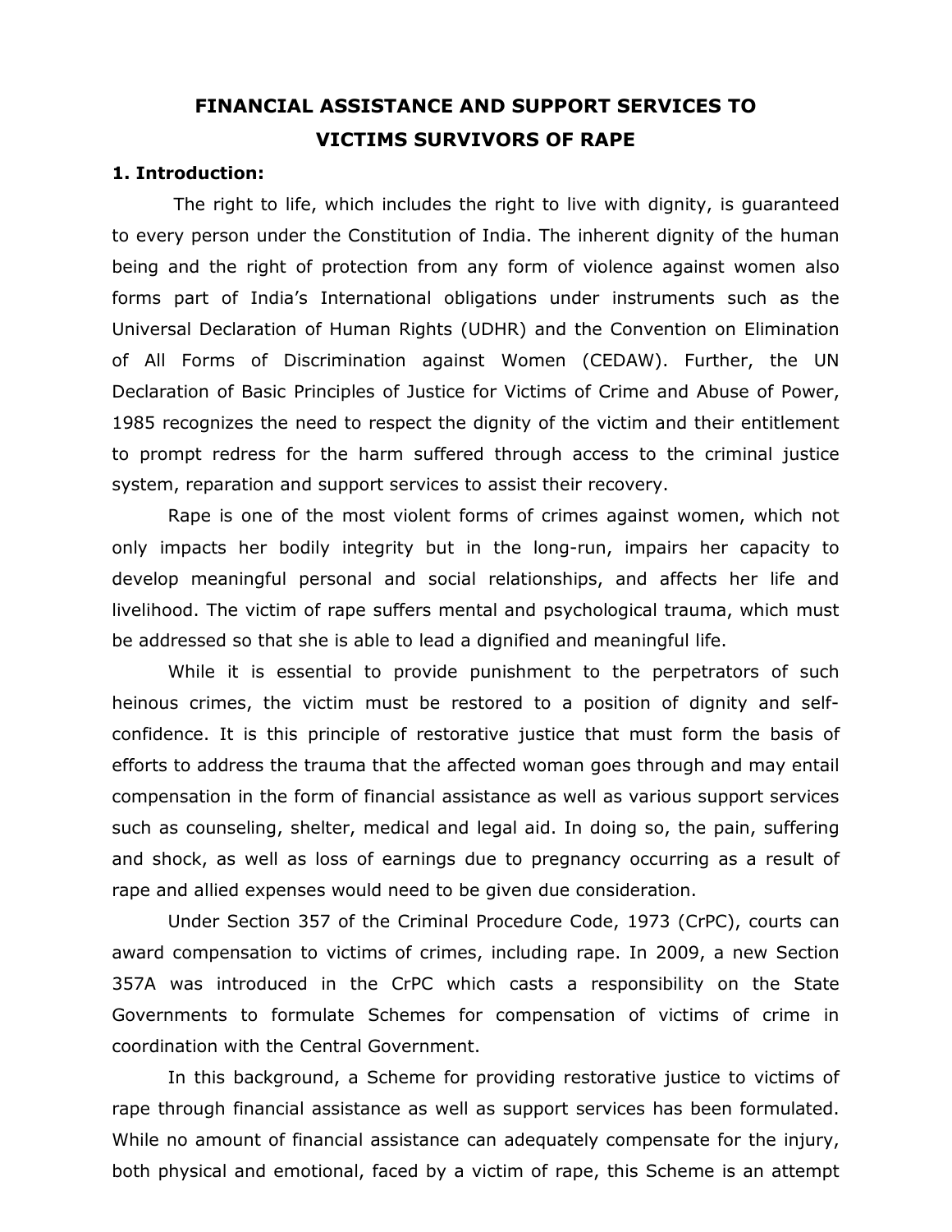# FINANCIAL ASSISTANCE AND SUPPORT SERVICES TO VICTIMS SURVIVORS OF RAPE

## 1. Introduction:

The right to life, which includes the right to live with dignity, is guaranteed to every person under the Constitution of India. The inherent dignity of the human being and the right of protection from any form of violence against women also forms part of India's International obligations under instruments such as the Universal Declaration of Human Rights (UDHR) and the Convention on Elimination of All Forms of Discrimination against Women (CEDAW). Further, the UN Declaration of Basic Principles of Justice for Victims of Crime and Abuse of Power, 1985 recognizes the need to respect the dignity of the victim and their entitlement to prompt redress for the harm suffered through access to the criminal justice system, reparation and support services to assist their recovery.

Rape is one of the most violent forms of crimes against women, which not only impacts her bodily integrity but in the long-run, impairs her capacity to develop meaningful personal and social relationships, and affects her life and livelihood. The victim of rape suffers mental and psychological trauma, which must be addressed so that she is able to lead a dignified and meaningful life.

While it is essential to provide punishment to the perpetrators of such heinous crimes, the victim must be restored to a position of dignity and self-confidence. It is this principle of restorative justice that must form the basis of efforts to address the trauma that the affected woman goes through and may entail compensation in the form of financial assistance as well as various support services such as counseling, shelter, medical and legal aid. In doing so, the pain, suffering and shock, as well as loss of earnings due to pregnancy occurring as a result of rape and allied expenses would need to be given due consideration.

Under Section 357 of the Criminal Procedure Code, 1973 (CrPC), courts can award compensation to victims of crimes, including rape. In 2009, a new Section 357A was introduced in the CrPC which casts a responsibility on the State Governments to formulate Schemes for compensation of victims of crime in coordination with the Central Government.

In this background, a Scheme for providing restorative justice to victims of rape through financial assistance as well as support services has been formulated. While no amount of financial assistance can adequately compensate for the injury, both physical and emotional, faced by a victim of rape, this Scheme is an attempt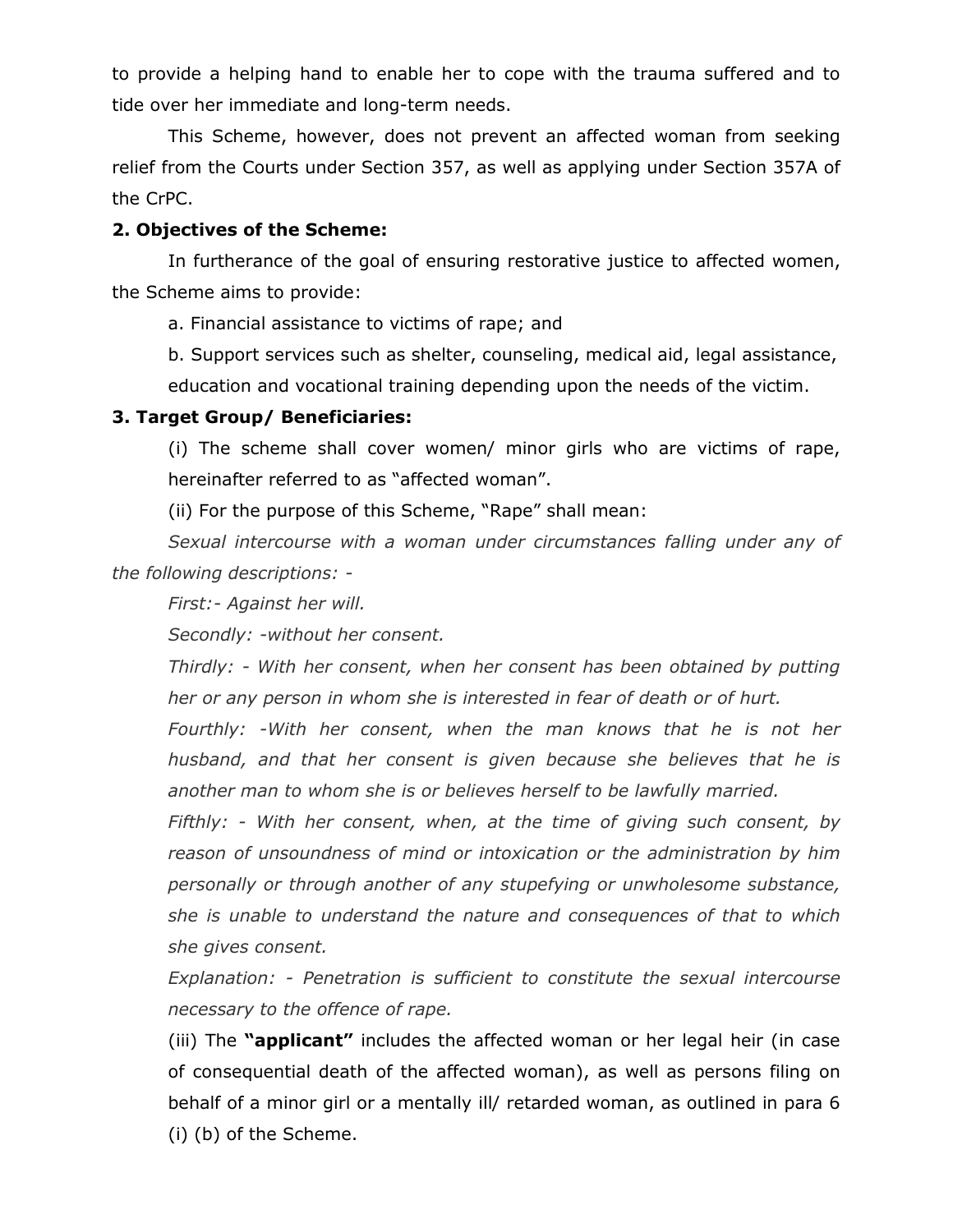to provide a helping hand to enable her to cope with the trauma suffered and to tide over her immediate and long-term needs.

This Scheme, however, does not prevent an affected woman from seeking relief from the Courts under Section 357, as well as applying under Section 357A of the CrPC.

**2. Objectives of the Scheme:**

In furtherance of the goal of ensuring restorative justice to affected women, the Scheme aims to provide:

a. Financial assistance to victims of rape; and

b. Support services such as shelter, counseling, medical aid, legal assistance, education and vocational training depending upon the needs of the victim.

**3. Target Group/ Beneficiaries:**

(i) The scheme shall cover women/ minor girls who are victims of rape, hereinafter referred to as "affected woman".

(ii) For the purpose of this Scheme, "Rape" shall mean:

*Sexual intercourse with a woman under circumstances falling under any of the following descriptions: -*

*First:- Against her will.*

*Secondly: -without her consent.*

*Thirdly: - With her consent, when her consent has been obtained by putting her or any person in whom she is interested in fear of death or of hurt.*

*Fourthly: -With her consent, when the man knows that he is not her husband, and that her consent is given because she believes that he is another man to whom she is or believes herself to be lawfully married.*

*Fifthly: - With her consent, when, at the time of giving such consent, by reason of unsoundness of mind or intoxication or the administration by him personally or through another of any stupefying or unwholesome substance, she is unable to understand the nature and consequences of that to which she gives consent.*

*Explanation: - Penetration is sufficient to constitute the sexual intercourse necessary to the offence of rape.*

(iii) The **"applicant"** includes the affected woman or her legal heir (in case of consequential death of the affected woman), as well as persons filing on behalf of a minor girl or a mentally ill/ retarded woman, as outlined in para 6 (i) (b) of the Scheme.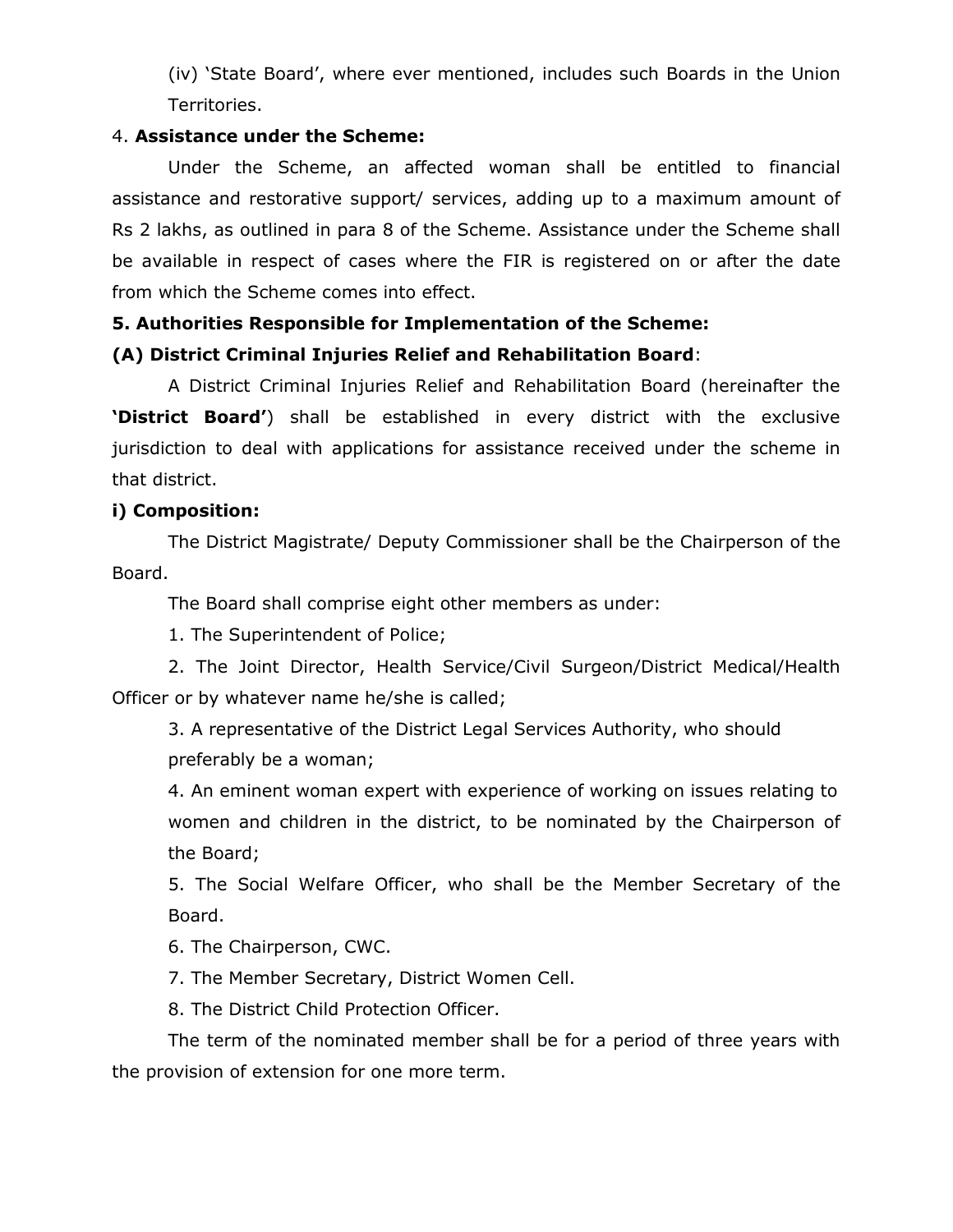(iv) 'State Board', where ever mentioned, includes such Boards in the Union Territories.

4. **Assistance under the Scheme:**

Under the Scheme, an affected woman shall be entitled to financial assistance and restorative support/ services, adding up to a maximum amount of Rs 2 lakhs, as outlined in para 8 of the Scheme. Assistance under the Scheme shall be available in respect of cases where the FIR is registered on or after the date from which the Scheme comes into effect.

**5. Authorities Responsible for Implementation of the Scheme:**

**(A) District Criminal Injuries Relief and Rehabilitation Board**:

A District Criminal Injuries Relief and Rehabilitation Board (hereinafter the **'District Board'**) shall be established in every district with the exclusive jurisdiction to deal with applications for assistance received under the scheme in that district.

**i) Composition:**

The District Magistrate/ Deputy Commissioner shall be the Chairperson of the Board.

The Board shall comprise eight other members as under:

1. The Superintendent of Police;
2. The Joint Director, Health Service/Civil Surgeon/District Medical/Health Officer or by whatever name he/she is called;
3. A representative of the District Legal Services Authority, who should preferably be a woman;
4. An eminent woman expert with experience of working on issues relating to women and children in the district, to be nominated by the Chairperson of the Board;
5. The Social Welfare Officer, who shall be the Member Secretary of the Board.
6. The Chairperson, CWC.
7. The Member Secretary, District Women Cell.
8. The District Child Protection Officer.

The term of the nominated member shall be for a period of three years with the provision of extension for one more term.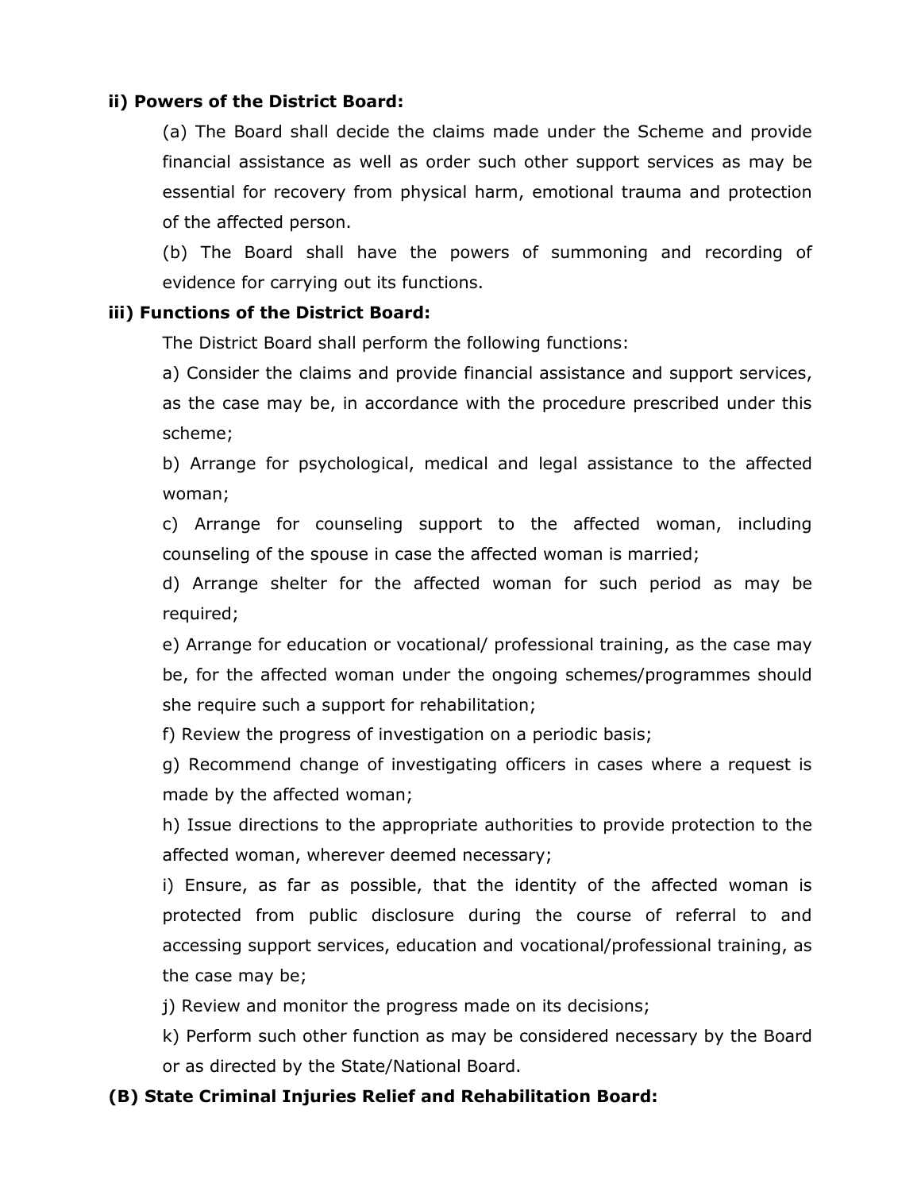**ii) Powers of the District Board:**

(a) The Board shall decide the claims made under the Scheme and provide financial assistance as well as order such other support services as may be essential for recovery from physical harm, emotional trauma and protection of the affected person.

(b) The Board shall have the powers of summoning and recording of evidence for carrying out its functions.

**iii) Functions of the District Board:**

The District Board shall perform the following functions:

a) Consider the claims and provide financial assistance and support services, as the case may be, in accordance with the procedure prescribed under this scheme;

b) Arrange for psychological, medical and legal assistance to the affected woman;

c) Arrange for counseling support to the affected woman, including counseling of the spouse in case the affected woman is married;

d) Arrange shelter for the affected woman for such period as may be required;

e) Arrange for education or vocational/ professional training, as the case may be, for the affected woman under the ongoing schemes/programmes should she require such a support for rehabilitation;

f) Review the progress of investigation on a periodic basis;

g) Recommend change of investigating officers in cases where a request is made by the affected woman;

h) Issue directions to the appropriate authorities to provide protection to the affected woman, wherever deemed necessary;

i) Ensure, as far as possible, that the identity of the affected woman is protected from public disclosure during the course of referral to and accessing support services, education and vocational/professional training, as the case may be;

j) Review and monitor the progress made on its decisions;

k) Perform such other function as may be considered necessary by the Board or as directed by the State/National Board.

**(B) State Criminal Injuries Relief and Rehabilitation Board:**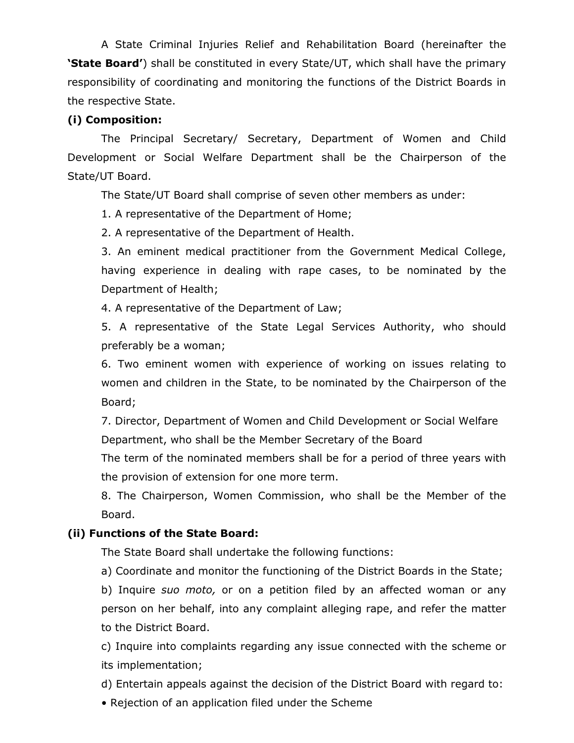A State Criminal Injuries Relief and Rehabilitation Board (hereinafter the **'State Board'**) shall be constituted in every State/UT, which shall have the primary responsibility of coordinating and monitoring the functions of the District Boards in the respective State.

**(i) Composition:**

The Principal Secretary/ Secretary, Department of Women and Child Development or Social Welfare Department shall be the Chairperson of the State/UT Board.

The State/UT Board shall comprise of seven other members as under:

1. A representative of the Department of Home;
2. A representative of the Department of Health.
3. An eminent medical practitioner from the Government Medical College, having experience in dealing with rape cases, to be nominated by the Department of Health;
4. A representative of the Department of Law;
5. A representative of the State Legal Services Authority, who should preferably be a woman;
6. Two eminent women with experience of working on issues relating to women and children in the State, to be nominated by the Chairperson of the Board;
7. Director, Department of Women and Child Development or Social Welfare Department, who shall be the Member Secretary of the Board

   The term of the nominated members shall be for a period of three years with the provision of extension for one more term.
8. The Chairperson, Women Commission, who shall be the Member of the Board.

**(ii) Functions of the State Board:**

The State Board shall undertake the following functions:

a) Coordinate and monitor the functioning of the District Boards in the State;

b) Inquire *suo moto,* or on a petition filed by an affected woman or any person on her behalf, into any complaint alleging rape, and refer the matter to the District Board.

c) Inquire into complaints regarding any issue connected with the scheme or its implementation;

d) Entertain appeals against the decision of the District Board with regard to:

- Rejection of an application filed under the Scheme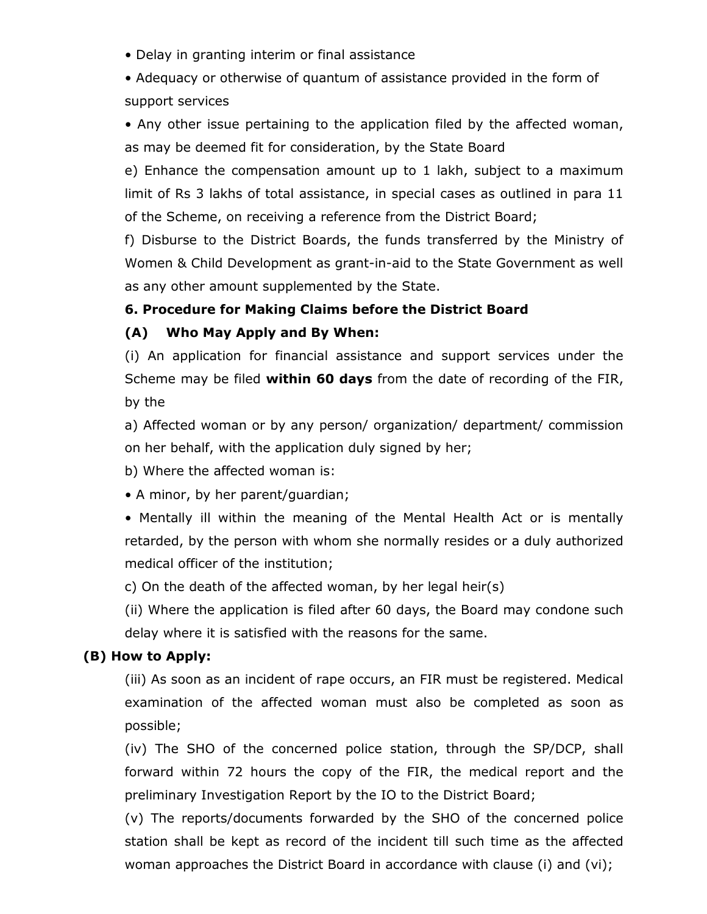- Delay in granting interim or final assistance
- Adequacy or otherwise of quantum of assistance provided in the form of support services
- Any other issue pertaining to the application filed by the affected woman, as may be deemed fit for consideration, by the State Board

e) Enhance the compensation amount up to 1 lakh, subject to a maximum limit of Rs 3 lakhs of total assistance, in special cases as outlined in para 11 of the Scheme, on receiving a reference from the District Board;

f) Disburse to the District Boards, the funds transferred by the Ministry of Women & Child Development as grant-in-aid to the State Government as well as any other amount supplemented by the State.

**6. Procedure for Making Claims before the District Board**

**(A) Who May Apply and By When:**

(i) An application for financial assistance and support services under the Scheme may be filed **within 60 days** from the date of recording of the FIR, by the

a) Affected woman or by any person/ organization/ department/ commission on her behalf, with the application duly signed by her;

b) Where the affected woman is:

- A minor, by her parent/guardian;
- Mentally ill within the meaning of the Mental Health Act or is mentally retarded, by the person with whom she normally resides or a duly authorized medical officer of the institution;

c) On the death of the affected woman, by her legal heir(s)

(ii) Where the application is filed after 60 days, the Board may condone such delay where it is satisfied with the reasons for the same.

**(B) How to Apply:**

(iii) As soon as an incident of rape occurs, an FIR must be registered. Medical examination of the affected woman must also be completed as soon as possible;

(iv) The SHO of the concerned police station, through the SP/DCP, shall forward within 72 hours the copy of the FIR, the medical report and the preliminary Investigation Report by the IO to the District Board;

(v) The reports/documents forwarded by the SHO of the concerned police station shall be kept as record of the incident till such time as the affected woman approaches the District Board in accordance with clause (i) and (vi);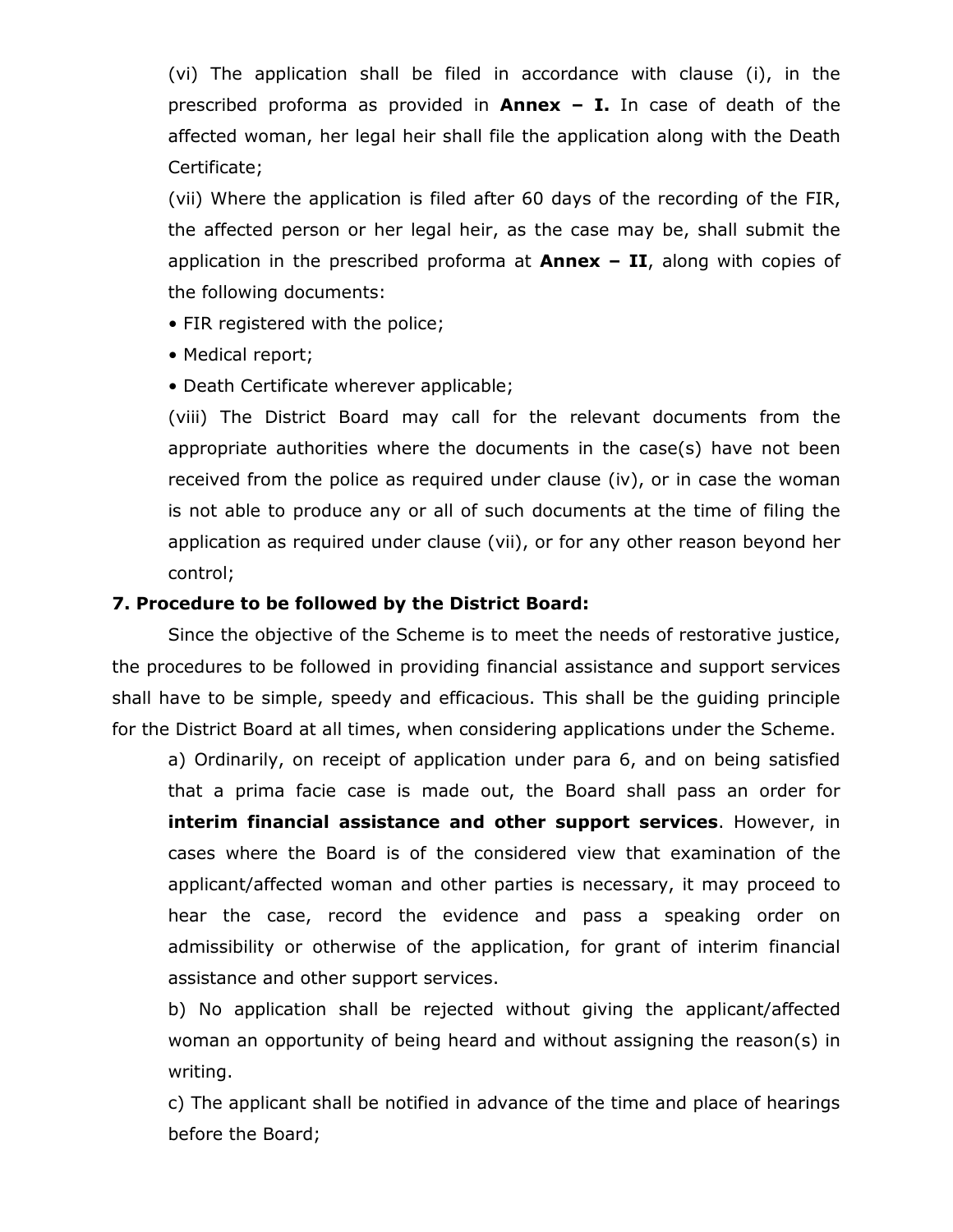(vi) The application shall be filed in accordance with clause (i), in the prescribed proforma as provided in **Annex – I.** In case of death of the affected woman, her legal heir shall file the application along with the Death Certificate;

(vii) Where the application is filed after 60 days of the recording of the FIR, the affected person or her legal heir, as the case may be, shall submit the application in the prescribed proforma at **Annex – II**, along with copies of the following documents:

- FIR registered with the police;
- Medical report;
- Death Certificate wherever applicable;

(viii) The District Board may call for the relevant documents from the appropriate authorities where the documents in the case(s) have not been received from the police as required under clause (iv), or in case the woman is not able to produce any or all of such documents at the time of filing the application as required under clause (vii), or for any other reason beyond her control;

**7. Procedure to be followed by the District Board:**

Since the objective of the Scheme is to meet the needs of restorative justice, the procedures to be followed in providing financial assistance and support services shall have to be simple, speedy and efficacious. This shall be the guiding principle for the District Board at all times, when considering applications under the Scheme.

a) Ordinarily, on receipt of application under para 6, and on being satisfied that a prima facie case is made out, the Board shall pass an order for **interim financial assistance and other support services**. However, in cases where the Board is of the considered view that examination of the applicant/affected woman and other parties is necessary, it may proceed to hear the case, record the evidence and pass a speaking order on admissibility or otherwise of the application, for grant of interim financial assistance and other support services.

b) No application shall be rejected without giving the applicant/affected woman an opportunity of being heard and without assigning the reason(s) in writing.

c) The applicant shall be notified in advance of the time and place of hearings before the Board;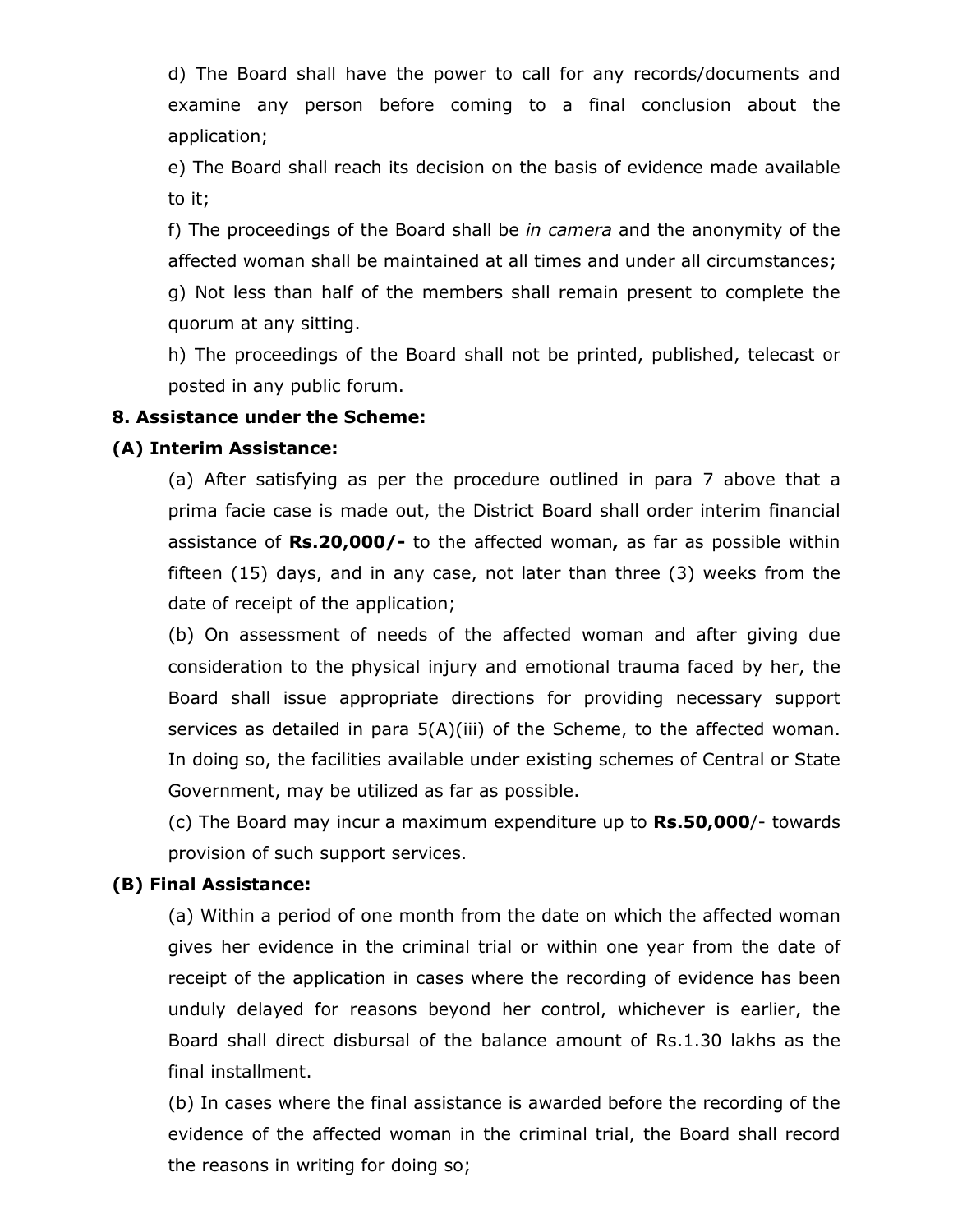d) The Board shall have the power to call for any records/documents and examine any person before coming to a final conclusion about the application;

e) The Board shall reach its decision on the basis of evidence made available to it;

f) The proceedings of the Board shall be *in camera* and the anonymity of the affected woman shall be maintained at all times and under all circumstances;

g) Not less than half of the members shall remain present to complete the quorum at any sitting.

h) The proceedings of the Board shall not be printed, published, telecast or posted in any public forum.

**8. Assistance under the Scheme:**

**(A) Interim Assistance:**

(a) After satisfying as per the procedure outlined in para 7 above that a prima facie case is made out, the District Board shall order interim financial assistance of **Rs.20,000/-** to the affected woman**,** as far as possible within fifteen (15) days, and in any case, not later than three (3) weeks from the date of receipt of the application;

(b) On assessment of needs of the affected woman and after giving due consideration to the physical injury and emotional trauma faced by her, the Board shall issue appropriate directions for providing necessary support services as detailed in para 5(A)(iii) of the Scheme, to the affected woman. In doing so, the facilities available under existing schemes of Central or State Government, may be utilized as far as possible.

(c) The Board may incur a maximum expenditure up to **Rs.50,000**/- towards provision of such support services.

**(B) Final Assistance:**

(a) Within a period of one month from the date on which the affected woman gives her evidence in the criminal trial or within one year from the date of receipt of the application in cases where the recording of evidence has been unduly delayed for reasons beyond her control, whichever is earlier, the Board shall direct disbursal of the balance amount of Rs.1.30 lakhs as the final installment.

(b) In cases where the final assistance is awarded before the recording of the evidence of the affected woman in the criminal trial, the Board shall record the reasons in writing for doing so;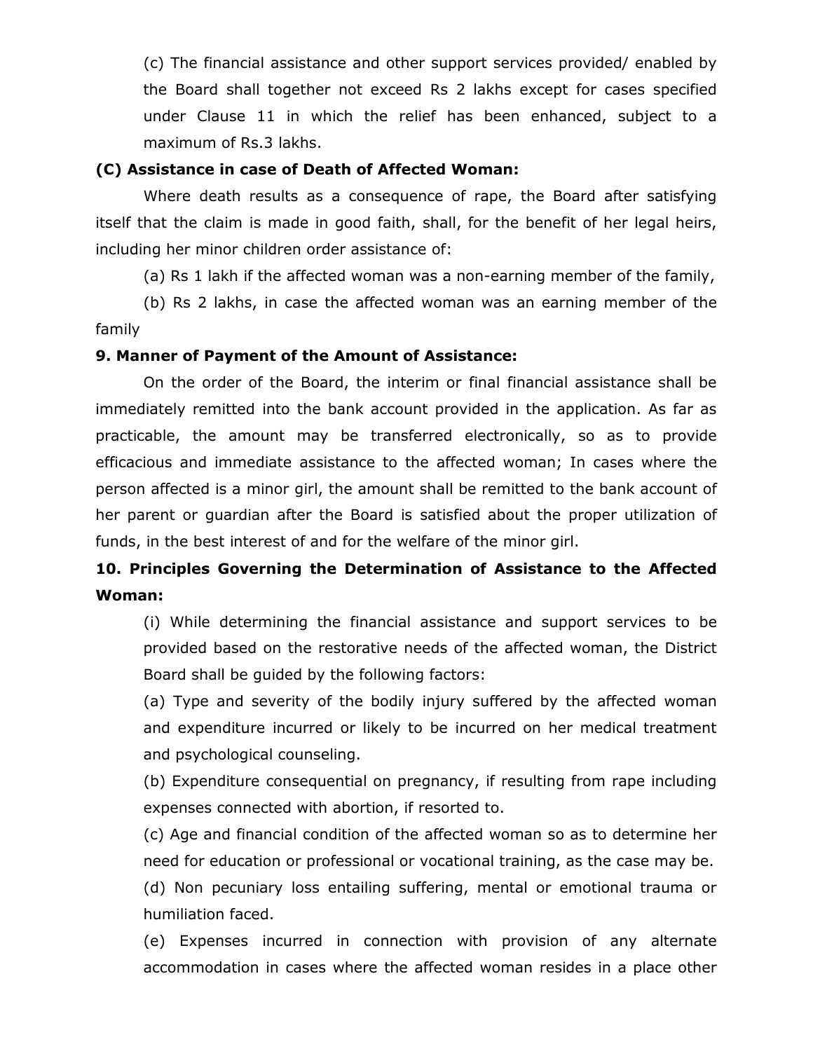(c) The financial assistance and other support services provided/ enabled by the Board shall together not exceed Rs 2 lakhs except for cases specified under Clause 11 in which the relief has been enhanced, subject to a maximum of Rs.3 lakhs.

**(C) Assistance in case of Death of Affected Woman:**

Where death results as a consequence of rape, the Board after satisfying itself that the claim is made in good faith, shall, for the benefit of her legal heirs, including her minor children order assistance of:

(a) Rs 1 lakh if the affected woman was a non-earning member of the family,

(b) Rs 2 lakhs, in case the affected woman was an earning member of the family

**9. Manner of Payment of the Amount of Assistance:**

On the order of the Board, the interim or final financial assistance shall be immediately remitted into the bank account provided in the application. As far as practicable, the amount may be transferred electronically, so as to provide efficacious and immediate assistance to the affected woman; In cases where the person affected is a minor girl, the amount shall be remitted to the bank account of her parent or guardian after the Board is satisfied about the proper utilization of funds, in the best interest of and for the welfare of the minor girl.

**10. Principles Governing the Determination of Assistance to the Affected Woman:**

(i) While determining the financial assistance and support services to be provided based on the restorative needs of the affected woman, the District Board shall be guided by the following factors:

(a) Type and severity of the bodily injury suffered by the affected woman and expenditure incurred or likely to be incurred on her medical treatment and psychological counseling.

(b) Expenditure consequential on pregnancy, if resulting from rape including expenses connected with abortion, if resorted to.

(c) Age and financial condition of the affected woman so as to determine her need for education or professional or vocational training, as the case may be.

(d) Non pecuniary loss entailing suffering, mental or emotional trauma or humiliation faced.

(e) Expenses incurred in connection with provision of any alternate accommodation in cases where the affected woman resides in a place other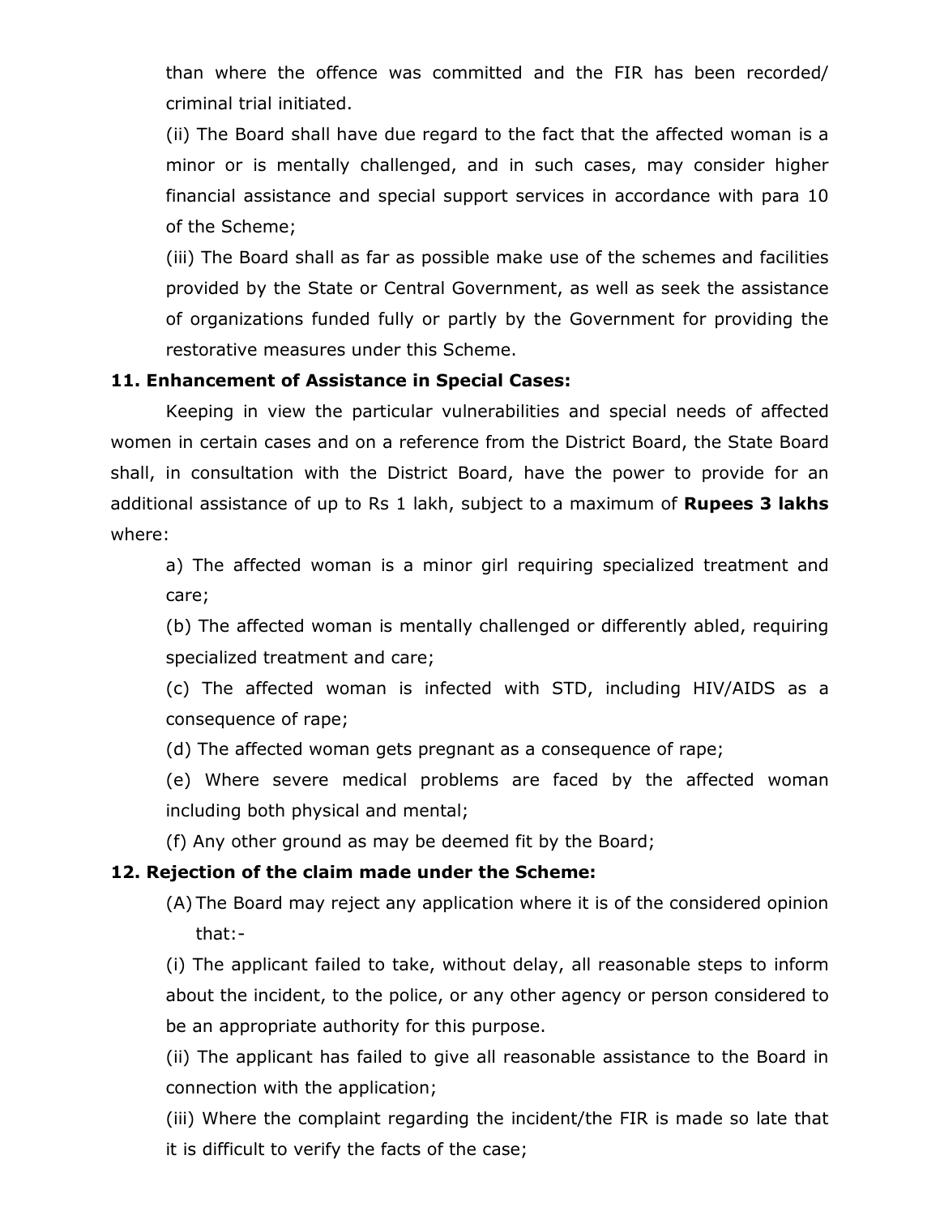than where the offence was committed and the FIR has been recorded/ criminal trial initiated.

(ii) The Board shall have due regard to the fact that the affected woman is a minor or is mentally challenged, and in such cases, may consider higher financial assistance and special support services in accordance with para 10 of the Scheme;

(iii) The Board shall as far as possible make use of the schemes and facilities provided by the State or Central Government, as well as seek the assistance of organizations funded fully or partly by the Government for providing the restorative measures under this Scheme.

**11. Enhancement of Assistance in Special Cases:**

Keeping in view the particular vulnerabilities and special needs of affected women in certain cases and on a reference from the District Board, the State Board shall, in consultation with the District Board, have the power to provide for an additional assistance of up to Rs 1 lakh, subject to a maximum of **Rupees 3 lakhs** where:

a) The affected woman is a minor girl requiring specialized treatment and care;

(b) The affected woman is mentally challenged or differently abled, requiring specialized treatment and care;

(c) The affected woman is infected with STD, including HIV/AIDS as a consequence of rape;

(d) The affected woman gets pregnant as a consequence of rape;

(e) Where severe medical problems are faced by the affected woman including both physical and mental;

(f) Any other ground as may be deemed fit by the Board;

**12. Rejection of the claim made under the Scheme:**

(A) The Board may reject any application where it is of the considered opinion that:-

(i) The applicant failed to take, without delay, all reasonable steps to inform about the incident, to the police, or any other agency or person considered to be an appropriate authority for this purpose.

(ii) The applicant has failed to give all reasonable assistance to the Board in connection with the application;

(iii) Where the complaint regarding the incident/the FIR is made so late that it is difficult to verify the facts of the case;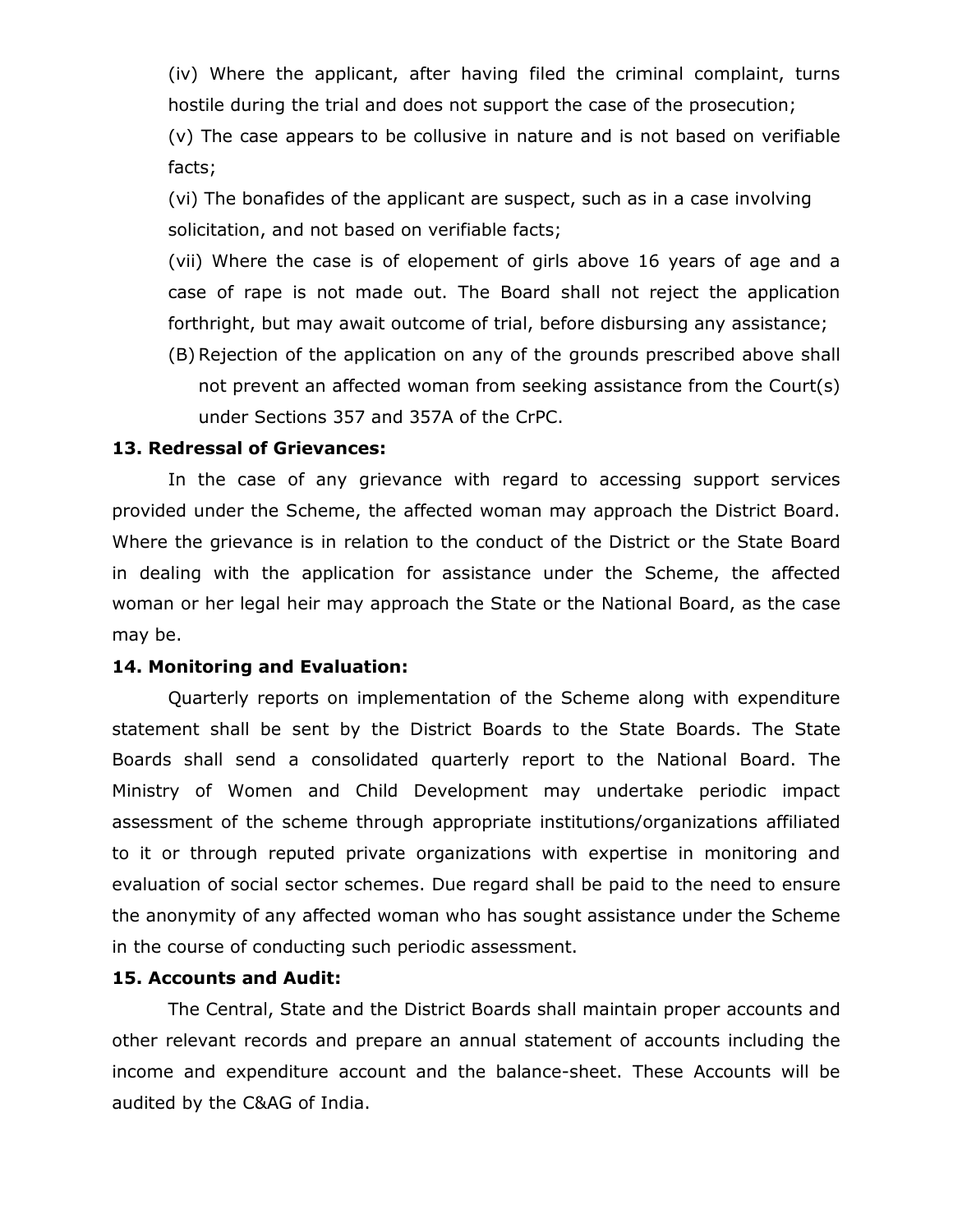(iv) Where the applicant, after having filed the criminal complaint, turns hostile during the trial and does not support the case of the prosecution;

(v) The case appears to be collusive in nature and is not based on verifiable facts;

(vi) The bonafides of the applicant are suspect, such as in a case involving solicitation, and not based on verifiable facts;

(vii) Where the case is of elopement of girls above 16 years of age and a case of rape is not made out. The Board shall not reject the application forthright, but may await outcome of trial, before disbursing any assistance;

(B) Rejection of the application on any of the grounds prescribed above shall not prevent an affected woman from seeking assistance from the Court(s) under Sections 357 and 357A of the CrPC.

**13. Redressal of Grievances:**

In the case of any grievance with regard to accessing support services provided under the Scheme, the affected woman may approach the District Board. Where the grievance is in relation to the conduct of the District or the State Board in dealing with the application for assistance under the Scheme, the affected woman or her legal heir may approach the State or the National Board, as the case may be.

**14. Monitoring and Evaluation:**

Quarterly reports on implementation of the Scheme along with expenditure statement shall be sent by the District Boards to the State Boards. The State Boards shall send a consolidated quarterly report to the National Board. The Ministry of Women and Child Development may undertake periodic impact assessment of the scheme through appropriate institutions/organizations affiliated to it or through reputed private organizations with expertise in monitoring and evaluation of social sector schemes. Due regard shall be paid to the need to ensure the anonymity of any affected woman who has sought assistance under the Scheme in the course of conducting such periodic assessment.

**15. Accounts and Audit:**

The Central, State and the District Boards shall maintain proper accounts and other relevant records and prepare an annual statement of accounts including the income and expenditure account and the balance-sheet. These Accounts will be audited by the C&AG of India.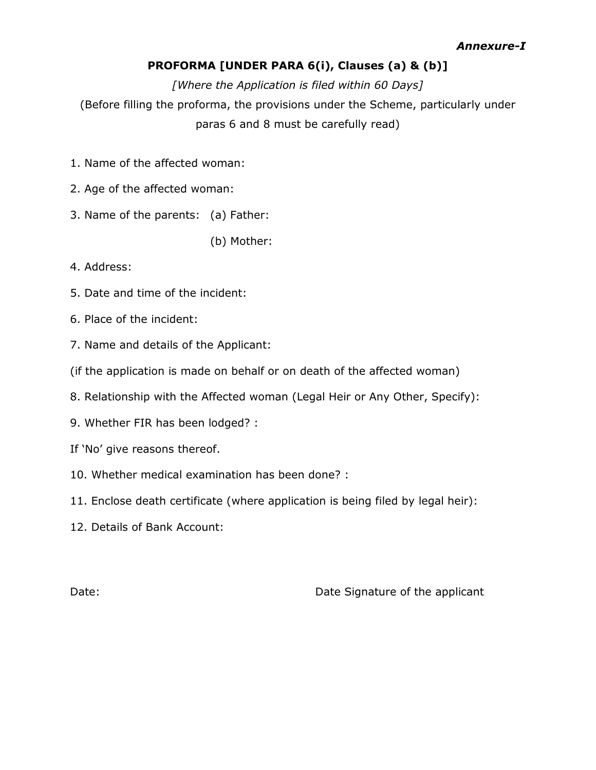*Annexure-I*

**PROFORMA [UNDER PARA 6(i), Clauses (a) & (b)]**

*[Where the Application is filed within 60 Days]*

(Before filling the proforma, the provisions under the Scheme, particularly under paras 6 and 8 must be carefully read)

1. Name of the affected woman:

2. Age of the affected woman:

3. Name of the parents: (a) Father:

   (b) Mother:

4. Address:

5. Date and time of the incident:

6. Place of the incident:

7. Name and details of the Applicant:

(if the application is made on behalf or on death of the affected woman)

8. Relationship with the Affected woman (Legal Heir or Any Other, Specify):

9. Whether FIR has been lodged? :

If 'No' give reasons thereof.

10. Whether medical examination has been done? :

11. Enclose death certificate (where application is being filed by legal heir):

12. Details of Bank Account:

Date: Date Signature of the applicant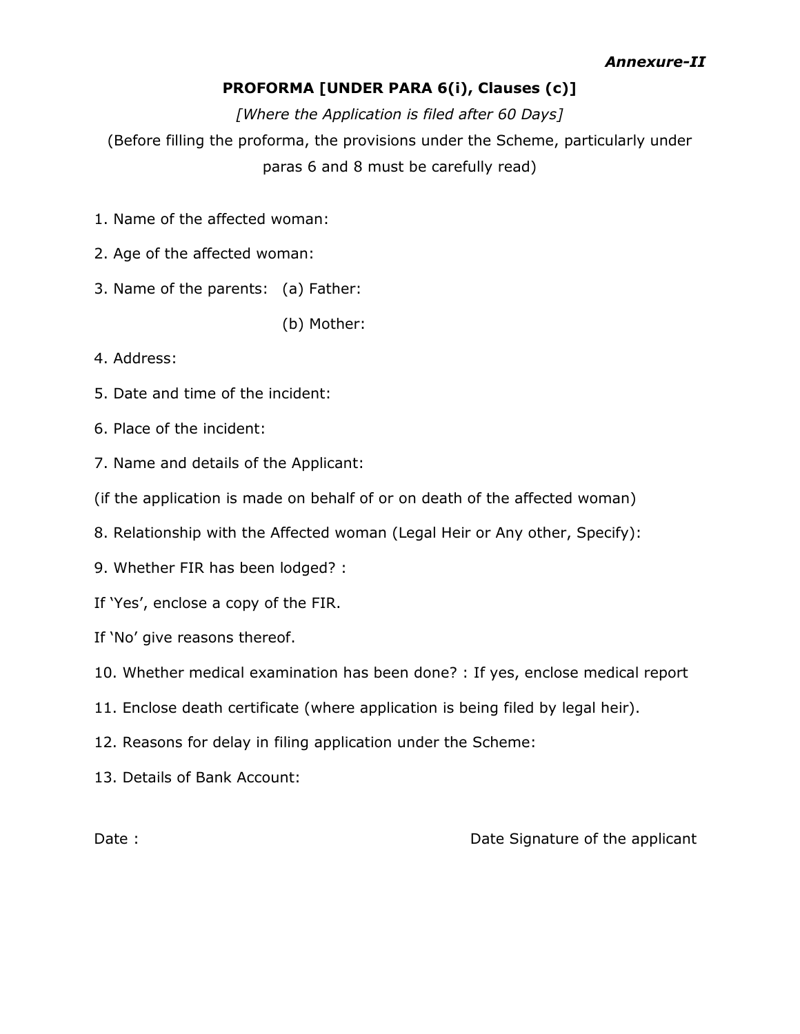*Annexure-II*

**PROFORMA [UNDER PARA 6(i), Clauses (c)]**

*[Where the Application is filed after 60 Days]*

(Before filling the proforma, the provisions under the Scheme, particularly under paras 6 and 8 must be carefully read)

1. Name of the affected woman:

2. Age of the affected woman:

3. Name of the parents: (a) Father:

   (b) Mother:

4. Address:

5. Date and time of the incident:

6. Place of the incident:

7. Name and details of the Applicant:

(if the application is made on behalf of or on death of the affected woman)

8. Relationship with the Affected woman (Legal Heir or Any other, Specify):

9. Whether FIR has been lodged? :

If 'Yes', enclose a copy of the FIR.

If 'No' give reasons thereof.

10. Whether medical examination has been done? : If yes, enclose medical report

11. Enclose death certificate (where application is being filed by legal heir).

12. Reasons for delay in filing application under the Scheme:

13. Details of Bank Account:

Date : Date Signature of the applicant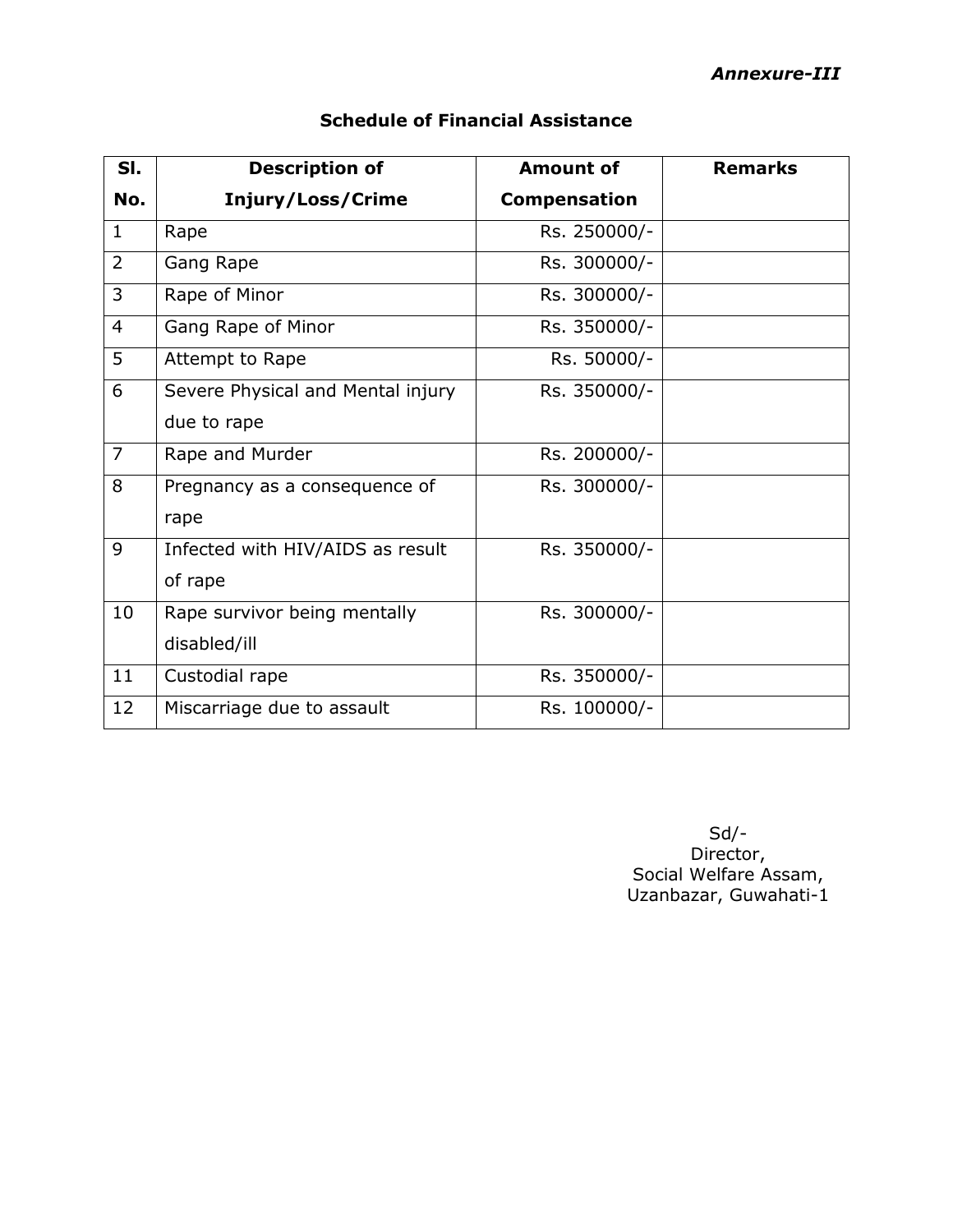*Annexure-III*

## Schedule of Financial Assistance

| Sl. No. | Description of Injury/Loss/Crime | Amount of Compensation | Remarks |
|---|---|---|---|
| 1 | Rape | Rs. 250000/- | |
| 2 | Gang Rape | Rs. 300000/- | |
| 3 | Rape of Minor | Rs. 300000/- | |
| 4 | Gang Rape of Minor | Rs. 350000/- | |
| 5 | Attempt to Rape | Rs. 50000/- | |
| 6 | Severe Physical and Mental injury due to rape | Rs. 350000/- | |
| 7 | Rape and Murder | Rs. 200000/- | |
| 8 | Pregnancy as a consequence of rape | Rs. 300000/- | |
| 9 | Infected with HIV/AIDS as result of rape | Rs. 350000/- | |
| 10 | Rape survivor being mentally disabled/ill | Rs. 300000/- | |
| 11 | Custodial rape | Rs. 350000/- | |
| 12 | Miscarriage due to assault | Rs. 100000/- | |

Sd/-
Director,
Social Welfare Assam,
Uzanbazar, Guwahati-1